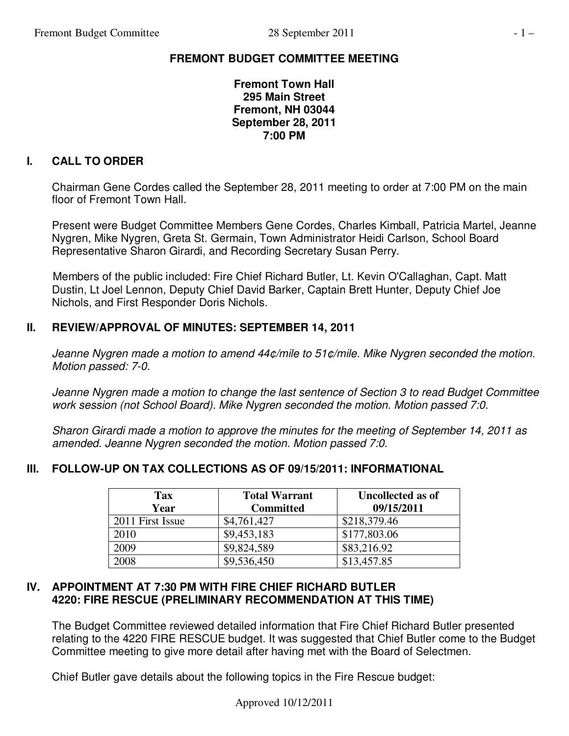# FREMONT BUDGET COMMITTEE MEETING

**Fremont Town Hall**
**295 Main Street**
**Fremont, NH 03044**
**September 28, 2011**
**7:00 PM**

## I. CALL TO ORDER

Chairman Gene Cordes called the September 28, 2011 meeting to order at 7:00 PM on the main floor of Fremont Town Hall.

Present were Budget Committee Members Gene Cordes, Charles Kimball, Patricia Martel, Jeanne Nygren, Mike Nygren, Greta St. Germain, Town Administrator Heidi Carlson, School Board Representative Sharon Girardi, and Recording Secretary Susan Perry.

Members of the public included: Fire Chief Richard Butler, Lt. Kevin O'Callaghan, Capt. Matt Dustin, Lt Joel Lennon, Deputy Chief David Barker, Captain Brett Hunter, Deputy Chief Joe Nichols, and First Responder Doris Nichols.

## II. REVIEW/APPROVAL OF MINUTES: SEPTEMBER 14, 2011

*Jeanne Nygren made a motion to amend 44¢/mile to 51¢/mile. Mike Nygren seconded the motion. Motion passed: 7-0.*

*Jeanne Nygren made a motion to change the last sentence of Section 3 to read Budget Committee work session (not School Board). Mike Nygren seconded the motion. Motion passed 7:0.*

*Sharon Girardi made a motion to approve the minutes for the meeting of September 14, 2011 as amended. Jeanne Nygren seconded the motion. Motion passed 7:0.*

## III. FOLLOW-UP ON TAX COLLECTIONS AS OF 09/15/2011: INFORMATIONAL

| Tax Year | Total Warrant Committed | Uncollected as of 09/15/2011 |
|---|---|---|
| 2011 First Issue | $4,761,427 | $218,379.46 |
| 2010 | $9,453,183 | $177,803.06 |
| 2009 | $9,824,589 | $83,216.92 |
| 2008 | $9,536,450 | $13,457.85 |

## IV. APPOINTMENT AT 7:30 PM WITH FIRE CHIEF RICHARD BUTLER 4220: FIRE RESCUE (PRELIMINARY RECOMMENDATION AT THIS TIME)

The Budget Committee reviewed detailed information that Fire Chief Richard Butler presented relating to the 4220 FIRE RESCUE budget. It was suggested that Chief Butler come to the Budget Committee meeting to give more detail after having met with the Board of Selectmen.

Chief Butler gave details about the following topics in the Fire Rescue budget:

Approved 10/12/2011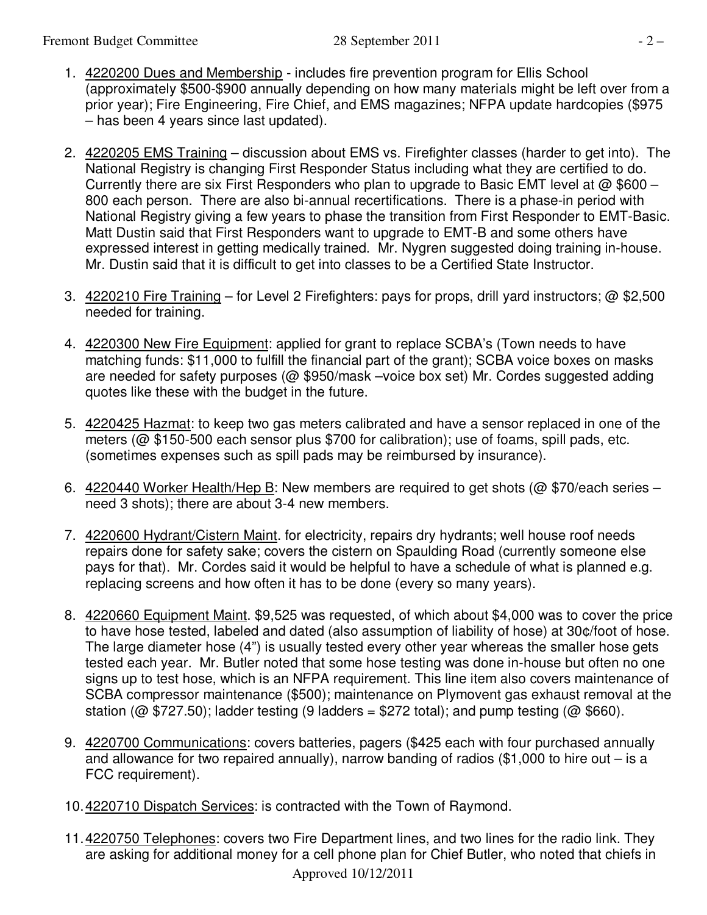1. <u>4220200 Dues and Membership</u> - includes fire prevention program for Ellis School (approximately $500-$900 annually depending on how many materials might be left over from a prior year); Fire Engineering, Fire Chief, and EMS magazines; NFPA update hardcopies ($975 – has been 4 years since last updated).

2. <u>4220205 EMS Training</u> – discussion about EMS vs. Firefighter classes (harder to get into). The National Registry is changing First Responder Status including what they are certified to do. Currently there are six First Responders who plan to upgrade to Basic EMT level at @ $600 – 800 each person. There are also bi-annual recertifications. There is a phase-in period with National Registry giving a few years to phase the transition from First Responder to EMT-Basic. Matt Dustin said that First Responders want to upgrade to EMT-B and some others have expressed interest in getting medically trained. Mr. Nygren suggested doing training in-house. Mr. Dustin said that it is difficult to get into classes to be a Certified State Instructor.

3. <u>4220210 Fire Training</u> – for Level 2 Firefighters: pays for props, drill yard instructors; @ $2,500 needed for training.

4. <u>4220300 New Fire Equipment</u>: applied for grant to replace SCBA's (Town needs to have matching funds: $11,000 to fulfill the financial part of the grant); SCBA voice boxes on masks are needed for safety purposes (@ $950/mask –voice box set) Mr. Cordes suggested adding quotes like these with the budget in the future.

5. <u>4220425 Hazmat</u>: to keep two gas meters calibrated and have a sensor replaced in one of the meters (@ $150-500 each sensor plus $700 for calibration); use of foams, spill pads, etc. (sometimes expenses such as spill pads may be reimbursed by insurance).

6. <u>4220440 Worker Health/Hep B</u>: New members are required to get shots (@ $70/each series – need 3 shots); there are about 3-4 new members.

7. <u>4220600 Hydrant/Cistern Maint</u>. for electricity, repairs dry hydrants; well house roof needs repairs done for safety sake; covers the cistern on Spaulding Road (currently someone else pays for that). Mr. Cordes said it would be helpful to have a schedule of what is planned e.g. replacing screens and how often it has to be done (every so many years).

8. <u>4220660 Equipment Maint</u>. $9,525 was requested, of which about $4,000 was to cover the price to have hose tested, labeled and dated (also assumption of liability of hose) at 30¢/foot of hose. The large diameter hose (4") is usually tested every other year whereas the smaller hose gets tested each year. Mr. Butler noted that some hose testing was done in-house but often no one signs up to test hose, which is an NFPA requirement. This line item also covers maintenance of SCBA compressor maintenance ($500); maintenance on Plymovent gas exhaust removal at the station (@ $727.50); ladder testing (9 ladders = $272 total); and pump testing (@ $660).

9. <u>4220700 Communications</u>: covers batteries, pagers ($425 each with four purchased annually and allowance for two repaired annually), narrow banding of radios ($1,000 to hire out – is a FCC requirement).

10. <u>4220710 Dispatch Services</u>: is contracted with the Town of Raymond.

11. <u>4220750 Telephones</u>: covers two Fire Department lines, and two lines for the radio link. They are asking for additional money for a cell phone plan for Chief Butler, who noted that chiefs in

Approved 10/12/2011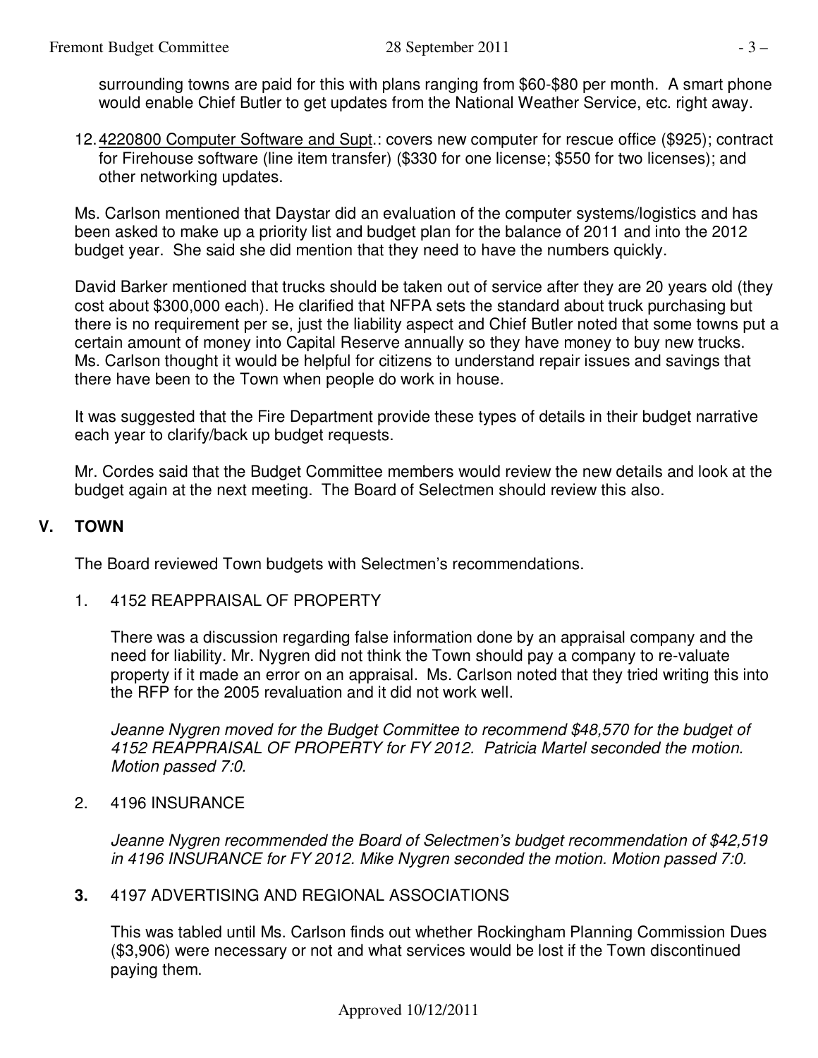surrounding towns are paid for this with plans ranging from \$60-\$80 per month. A smart phone would enable Chief Butler to get updates from the National Weather Service, etc. right away.

12. <u>4220800 Computer Software and Supt</u>.: covers new computer for rescue office (\$925); contract for Firehouse software (line item transfer) (\$330 for one license; \$550 for two licenses); and other networking updates.

Ms. Carlson mentioned that Daystar did an evaluation of the computer systems/logistics and has been asked to make up a priority list and budget plan for the balance of 2011 and into the 2012 budget year. She said she did mention that they need to have the numbers quickly.

David Barker mentioned that trucks should be taken out of service after they are 20 years old (they cost about \$300,000 each). He clarified that NFPA sets the standard about truck purchasing but there is no requirement per se, just the liability aspect and Chief Butler noted that some towns put a certain amount of money into Capital Reserve annually so they have money to buy new trucks. Ms. Carlson thought it would be helpful for citizens to understand repair issues and savings that there have been to the Town when people do work in house.

It was suggested that the Fire Department provide these types of details in their budget narrative each year to clarify/back up budget requests.

Mr. Cordes said that the Budget Committee members would review the new details and look at the budget again at the next meeting. The Board of Selectmen should review this also.

## V. TOWN

The Board reviewed Town budgets with Selectmen's recommendations.

1. 4152 REAPPRAISAL OF PROPERTY

   There was a discussion regarding false information done by an appraisal company and the need for liability. Mr. Nygren did not think the Town should pay a company to re-valuate property if it made an error on an appraisal. Ms. Carlson noted that they tried writing this into the RFP for the 2005 revaluation and it did not work well.

   *Jeanne Nygren moved for the Budget Committee to recommend \$48,570 for the budget of 4152 REAPPRAISAL OF PROPERTY for FY 2012. Patricia Martel seconded the motion. Motion passed 7:0.*

2. 4196 INSURANCE

   *Jeanne Nygren recommended the Board of Selectmen's budget recommendation of \$42,519 in 4196 INSURANCE for FY 2012. Mike Nygren seconded the motion. Motion passed 7:0.*

3. 4197 ADVERTISING AND REGIONAL ASSOCIATIONS

   This was tabled until Ms. Carlson finds out whether Rockingham Planning Commission Dues (\$3,906) were necessary or not and what services would be lost if the Town discontinued paying them.

Approved 10/12/2011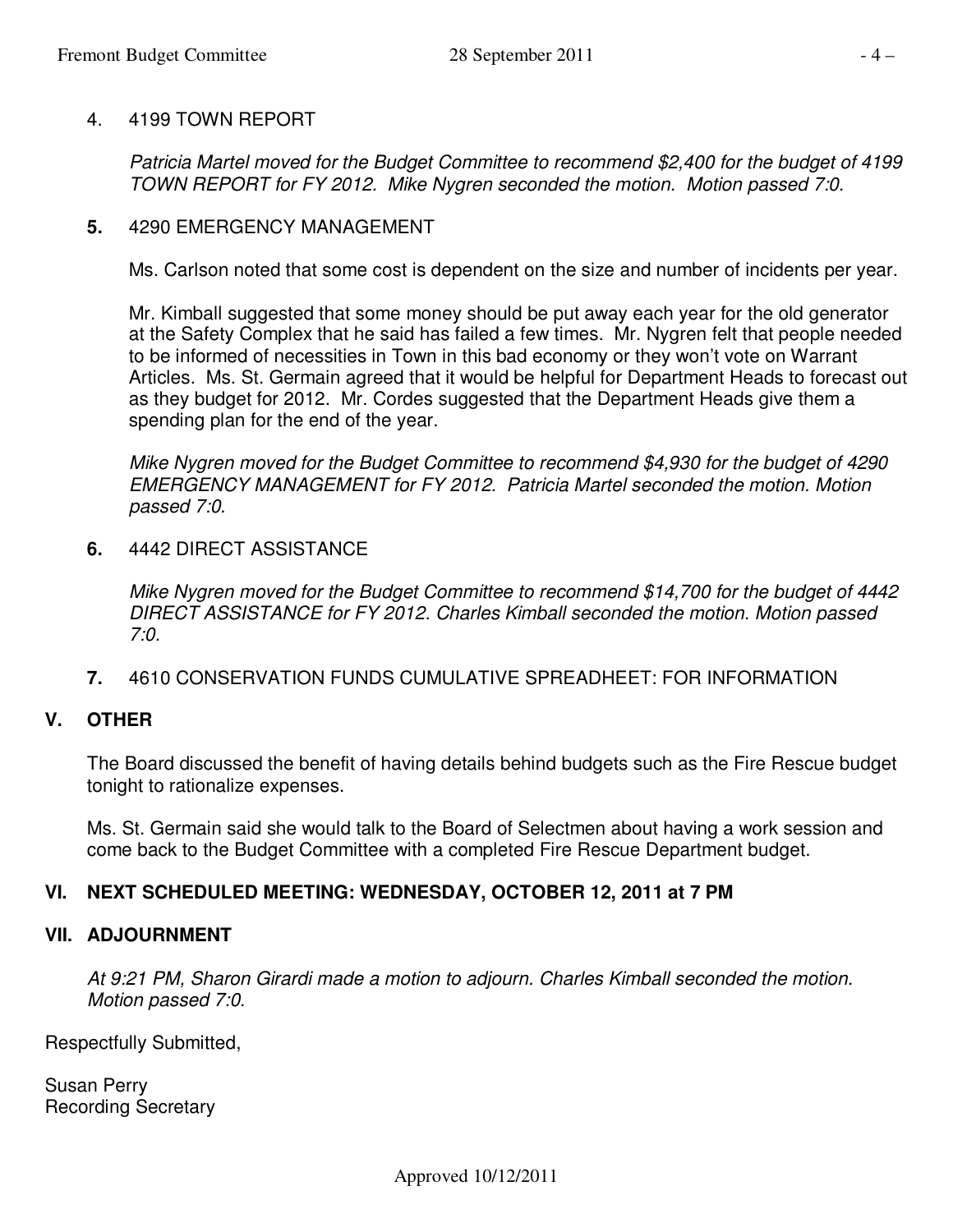4. 4199 TOWN REPORT

*Patricia Martel moved for the Budget Committee to recommend $2,400 for the budget of 4199 TOWN REPORT for FY 2012. Mike Nygren seconded the motion. Motion passed 7:0.*

**5.** 4290 EMERGENCY MANAGEMENT

Ms. Carlson noted that some cost is dependent on the size and number of incidents per year.

Mr. Kimball suggested that some money should be put away each year for the old generator at the Safety Complex that he said has failed a few times. Mr. Nygren felt that people needed to be informed of necessities in Town in this bad economy or they won't vote on Warrant Articles. Ms. St. Germain agreed that it would be helpful for Department Heads to forecast out as they budget for 2012. Mr. Cordes suggested that the Department Heads give them a spending plan for the end of the year.

*Mike Nygren moved for the Budget Committee to recommend $4,930 for the budget of 4290 EMERGENCY MANAGEMENT for FY 2012. Patricia Martel seconded the motion. Motion passed 7:0.*

**6.** 4442 DIRECT ASSISTANCE

*Mike Nygren moved for the Budget Committee to recommend $14,700 for the budget of 4442 DIRECT ASSISTANCE for FY 2012. Charles Kimball seconded the motion. Motion passed 7:0.*

**7.** 4610 CONSERVATION FUNDS CUMULATIVE SPREADHEET: FOR INFORMATION

## V. OTHER

The Board discussed the benefit of having details behind budgets such as the Fire Rescue budget tonight to rationalize expenses.

Ms. St. Germain said she would talk to the Board of Selectmen about having a work session and come back to the Budget Committee with a completed Fire Rescue Department budget.

## VI. NEXT SCHEDULED MEETING: WEDNESDAY, OCTOBER 12, 2011 at 7 PM

## VII. ADJOURNMENT

*At 9:21 PM, Sharon Girardi made a motion to adjourn. Charles Kimball seconded the motion. Motion passed 7:0.*

Respectfully Submitted,

Susan Perry
Recording Secretary

Approved 10/12/2011